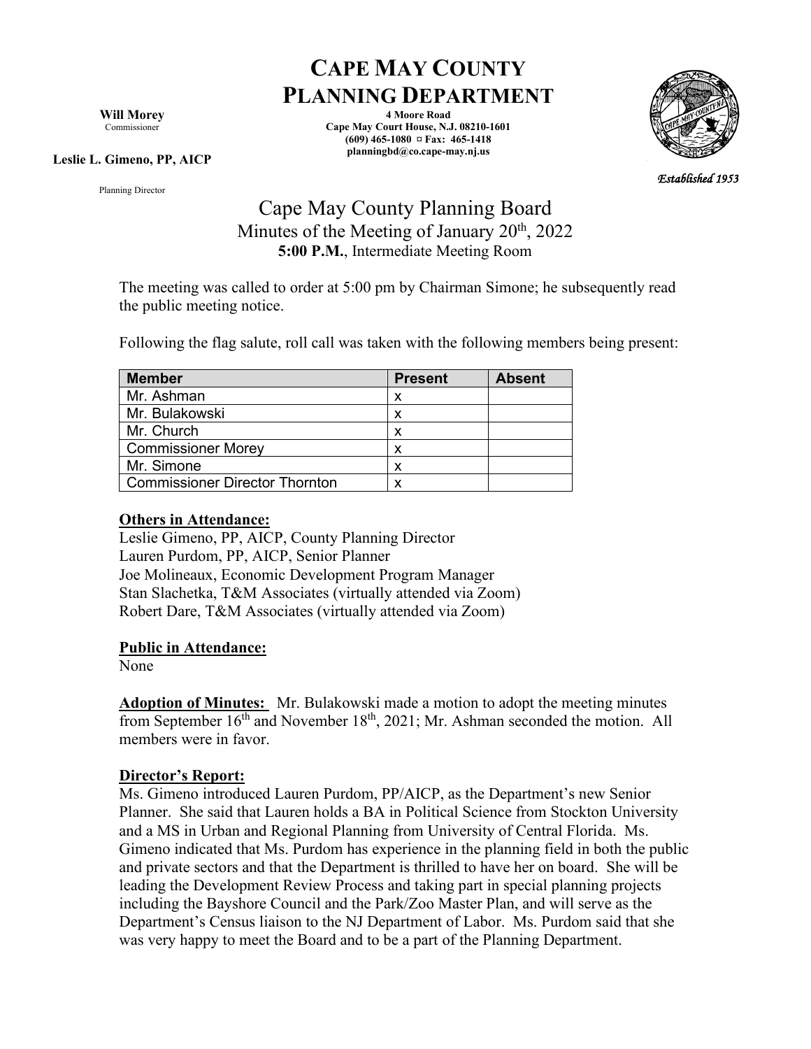# CAPE MAY COUNTY PLANNING DEPARTMENT

**Will Morey**
Commissioner

**Leslie L. Gimeno, PP, AICP**

Planning Director

**4 Moore Road**
**Cape May Court House, N.J. 08210-1601**
**(609) 465-1080 ¤ Fax: 465-1418**
**planningbd@co.cape-may.nj.us**

*Established 1953*

## Cape May County Planning Board
### Minutes of the Meeting of January 20th, 2022
**5:00 P.M.**, Intermediate Meeting Room

The meeting was called to order at 5:00 pm by Chairman Simone; he subsequently read the public meeting notice.

Following the flag salute, roll call was taken with the following members being present:

| Member | Present | Absent |
|---|---|---|
| Mr. Ashman | x | |
| Mr. Bulakowski | x | |
| Mr. Church | x | |
| Commissioner Morey | x | |
| Mr. Simone | x | |
| Commissioner Director Thornton | x | |

**Others in Attendance:**
Leslie Gimeno, PP, AICP, County Planning Director
Lauren Purdom, PP, AICP, Senior Planner
Joe Molineaux, Economic Development Program Manager
Stan Slachetka, T&M Associates (virtually attended via Zoom)
Robert Dare, T&M Associates (virtually attended via Zoom)

**Public in Attendance:**
None

**Adoption of Minutes:** Mr. Bulakowski made a motion to adopt the meeting minutes from September 16th and November 18th, 2021; Mr. Ashman seconded the motion. All members were in favor.

**Director's Report:**
Ms. Gimeno introduced Lauren Purdom, PP/AICP, as the Department's new Senior Planner. She said that Lauren holds a BA in Political Science from Stockton University and a MS in Urban and Regional Planning from University of Central Florida. Ms. Gimeno indicated that Ms. Purdom has experience in the planning field in both the public and private sectors and that the Department is thrilled to have her on board. She will be leading the Development Review Process and taking part in special planning projects including the Bayshore Council and the Park/Zoo Master Plan, and will serve as the Department's Census liaison to the NJ Department of Labor. Ms. Purdom said that she was very happy to meet the Board and to be a part of the Planning Department.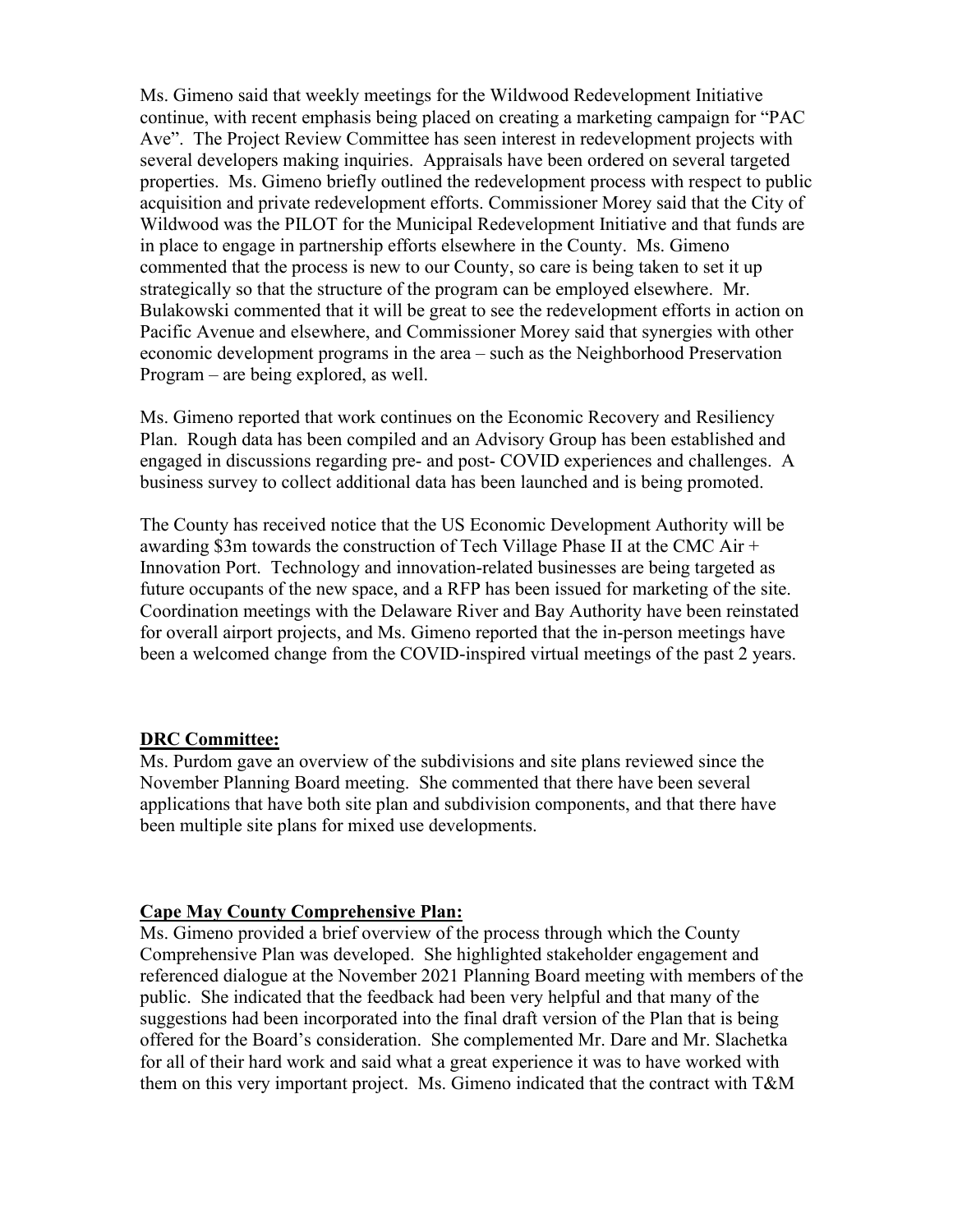Ms. Gimeno said that weekly meetings for the Wildwood Redevelopment Initiative continue, with recent emphasis being placed on creating a marketing campaign for "PAC Ave". The Project Review Committee has seen interest in redevelopment projects with several developers making inquiries. Appraisals have been ordered on several targeted properties. Ms. Gimeno briefly outlined the redevelopment process with respect to public acquisition and private redevelopment efforts. Commissioner Morey said that the City of Wildwood was the PILOT for the Municipal Redevelopment Initiative and that funds are in place to engage in partnership efforts elsewhere in the County. Ms. Gimeno commented that the process is new to our County, so care is being taken to set it up strategically so that the structure of the program can be employed elsewhere. Mr. Bulakowski commented that it will be great to see the redevelopment efforts in action on Pacific Avenue and elsewhere, and Commissioner Morey said that synergies with other economic development programs in the area – such as the Neighborhood Preservation Program – are being explored, as well.

Ms. Gimeno reported that work continues on the Economic Recovery and Resiliency Plan. Rough data has been compiled and an Advisory Group has been established and engaged in discussions regarding pre- and post- COVID experiences and challenges. A business survey to collect additional data has been launched and is being promoted.

The County has received notice that the US Economic Development Authority will be awarding $3m towards the construction of Tech Village Phase II at the CMC Air + Innovation Port. Technology and innovation-related businesses are being targeted as future occupants of the new space, and a RFP has been issued for marketing of the site. Coordination meetings with the Delaware River and Bay Authority have been reinstated for overall airport projects, and Ms. Gimeno reported that the in-person meetings have been a welcomed change from the COVID-inspired virtual meetings of the past 2 years.

**DRC Committee:**

Ms. Purdom gave an overview of the subdivisions and site plans reviewed since the November Planning Board meeting. She commented that there have been several applications that have both site plan and subdivision components, and that there have been multiple site plans for mixed use developments.

**Cape May County Comprehensive Plan:**

Ms. Gimeno provided a brief overview of the process through which the County Comprehensive Plan was developed. She highlighted stakeholder engagement and referenced dialogue at the November 2021 Planning Board meeting with members of the public. She indicated that the feedback had been very helpful and that many of the suggestions had been incorporated into the final draft version of the Plan that is being offered for the Board's consideration. She complemented Mr. Dare and Mr. Slachetka for all of their hard work and said what a great experience it was to have worked with them on this very important project. Ms. Gimeno indicated that the contract with T&M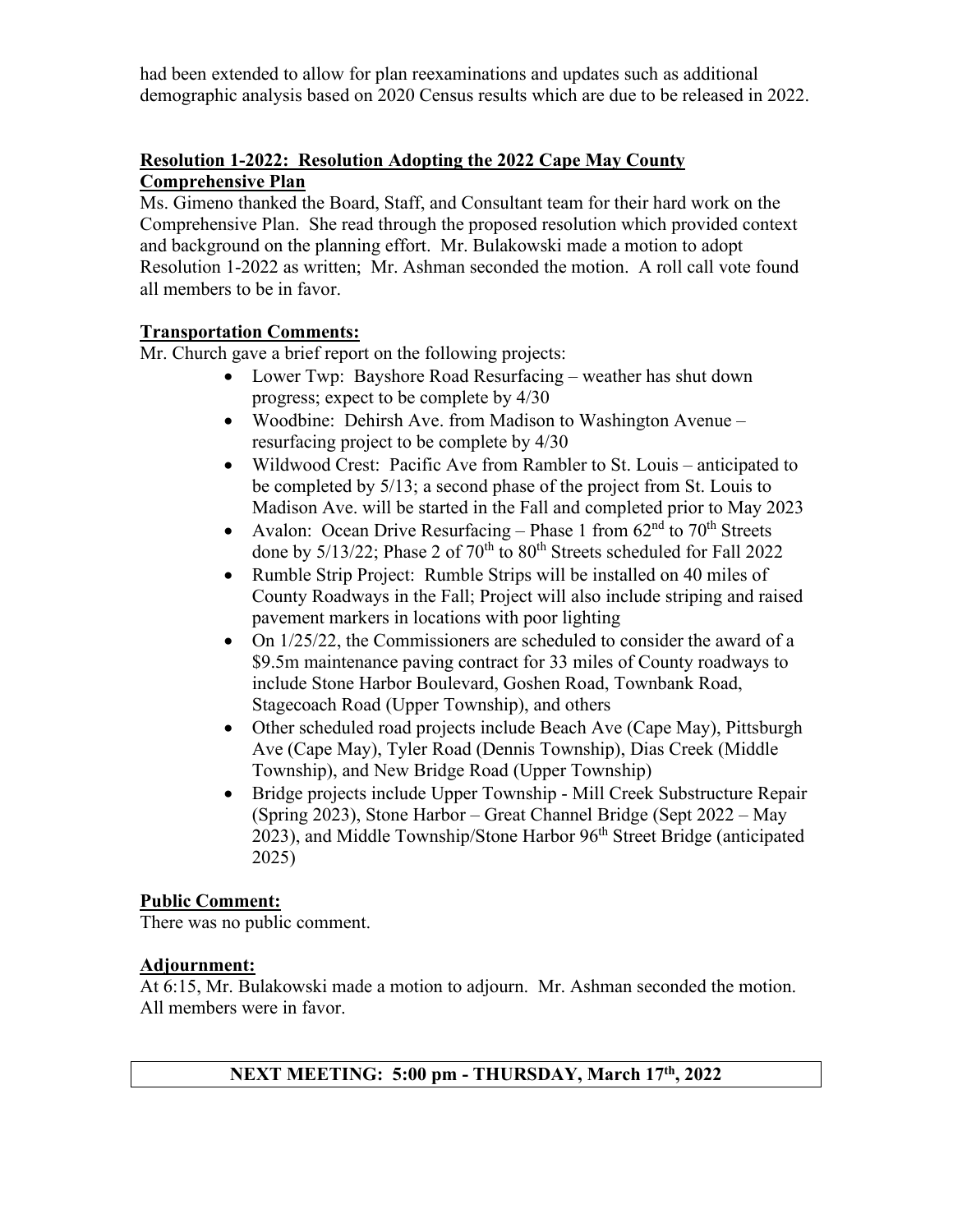had been extended to allow for plan reexaminations and updates such as additional demographic analysis based on 2020 Census results which are due to be released in 2022.

**Resolution 1-2022: Resolution Adopting the 2022 Cape May County Comprehensive Plan**

Ms. Gimeno thanked the Board, Staff, and Consultant team for their hard work on the Comprehensive Plan. She read through the proposed resolution which provided context and background on the planning effort. Mr. Bulakowski made a motion to adopt Resolution 1-2022 as written; Mr. Ashman seconded the motion. A roll call vote found all members to be in favor.

**Transportation Comments:**

Mr. Church gave a brief report on the following projects:

- Lower Twp: Bayshore Road Resurfacing – weather has shut down progress; expect to be complete by 4/30
- Woodbine: Dehirsh Ave. from Madison to Washington Avenue – resurfacing project to be complete by 4/30
- Wildwood Crest: Pacific Ave from Rambler to St. Louis – anticipated to be completed by 5/13; a second phase of the project from St. Louis to Madison Ave. will be started in the Fall and completed prior to May 2023
- Avalon: Ocean Drive Resurfacing – Phase 1 from 62nd to 70th Streets done by 5/13/22; Phase 2 of 70th to 80th Streets scheduled for Fall 2022
- Rumble Strip Project: Rumble Strips will be installed on 40 miles of County Roadways in the Fall; Project will also include striping and raised pavement markers in locations with poor lighting
- On 1/25/22, the Commissioners are scheduled to consider the award of a $9.5m maintenance paving contract for 33 miles of County roadways to include Stone Harbor Boulevard, Goshen Road, Townbank Road, Stagecoach Road (Upper Township), and others
- Other scheduled road projects include Beach Ave (Cape May), Pittsburgh Ave (Cape May), Tyler Road (Dennis Township), Dias Creek (Middle Township), and New Bridge Road (Upper Township)
- Bridge projects include Upper Township - Mill Creek Substructure Repair (Spring 2023), Stone Harbor – Great Channel Bridge (Sept 2022 – May 2023), and Middle Township/Stone Harbor 96th Street Bridge (anticipated 2025)

**Public Comment:**

There was no public comment.

**Adjournment:**

At 6:15, Mr. Bulakowski made a motion to adjourn. Mr. Ashman seconded the motion. All members were in favor.

**NEXT MEETING: 5:00 pm - THURSDAY, March 17th, 2022**